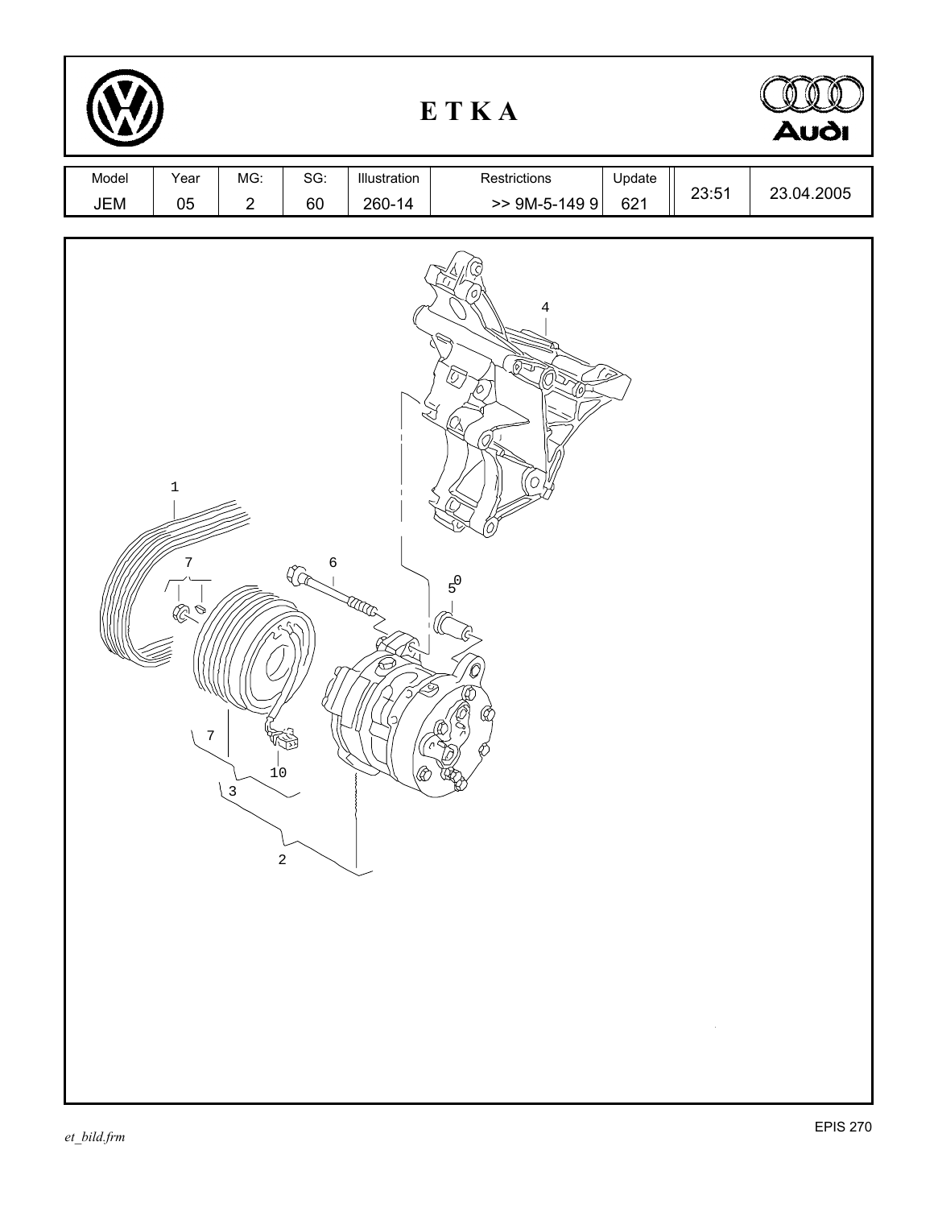# E T K A

| Model | Year | MG: | SG: | Illustration | Restrictions | Update | | |
|---|---|---|---|---|---|---|---|---|
| JEM | 05 | 2 | 60 | 260-14 | >> 9M-5-149 9 | 621 | 23:51 | 23.04.2005 |

4

1

7

6

5⁰

7

10

3

2

EPIS 270

*et_bild.frm*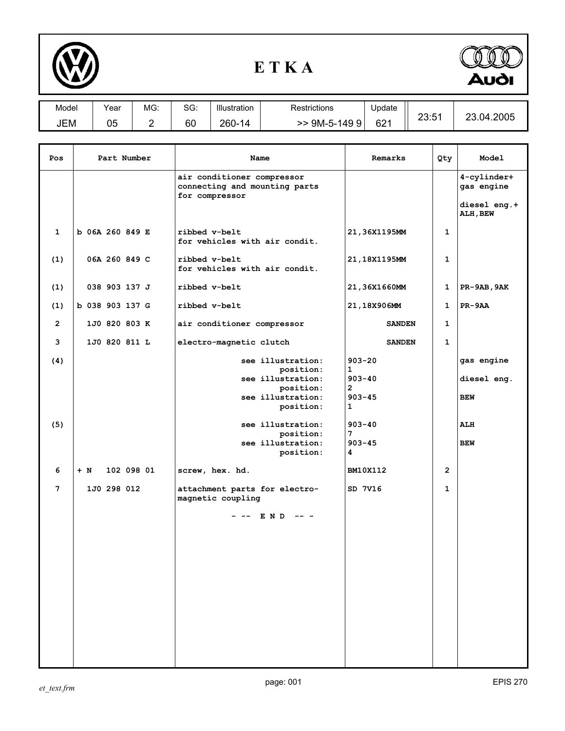# ETKA

| Model | Year | MG: | SG: | Illustration | Restrictions | Update | | |
|---|---|---|---|---|---|---|---|---|
| JEM | 05 | 2 | 60 | 260-14 | >> 9M-5-149 9 | 621 | 23:51 | 23.04.2005 |

| Pos | Part Number | Name | Remarks | Qty | Model |
|---|---|---|---|---|---|
| | | air conditioner compressor connecting and mounting parts for compressor | | | 4-cylinder+ gas engine<br><br>diesel eng.+ ALH,BEW |
| 1 | b 06A 260 849 E | ribbed v-belt for vehicles with air condit. | 21,36X1195MM | 1 | |
| (1) | 06A 260 849 C | ribbed v-belt for vehicles with air condit. | 21,18X1195MM | 1 | |
| (1) | 038 903 137 J | ribbed v-belt | 21,36X1660MM | 1 | PR-9AB,9AK |
| (1) | b 038 903 137 G | ribbed v-belt | 21,18X906MM | 1 | PR-9AA |
| 2 | 1J0 820 803 K | air conditioner compressor | SANDEN | 1 | |
| 3 | 1J0 820 811 L | electro-magnetic clutch | SANDEN | 1 | |
| (4) | | see illustration:<br>position:<br>see illustration:<br>position:<br>see illustration:<br>position: | 903-20<br>1<br>903-40<br>2<br>903-45<br>1 | | gas engine<br><br>diesel eng.<br><br>BEW |
| (5) | | see illustration:<br>position:<br>see illustration:<br>position: | 903-40<br>7<br>903-45<br>4 | | ALH<br><br>BEW |
| 6 | + N 102 098 01 | screw, hex. hd. | BM10X112 | 2 | |
| 7 | 1J0 298 012 | attachment parts for electro-magnetic coupling | SD 7V16 | 1 | |
| | | - -- E N D -- - | | | |

*et_text.frm*

EPIS 270